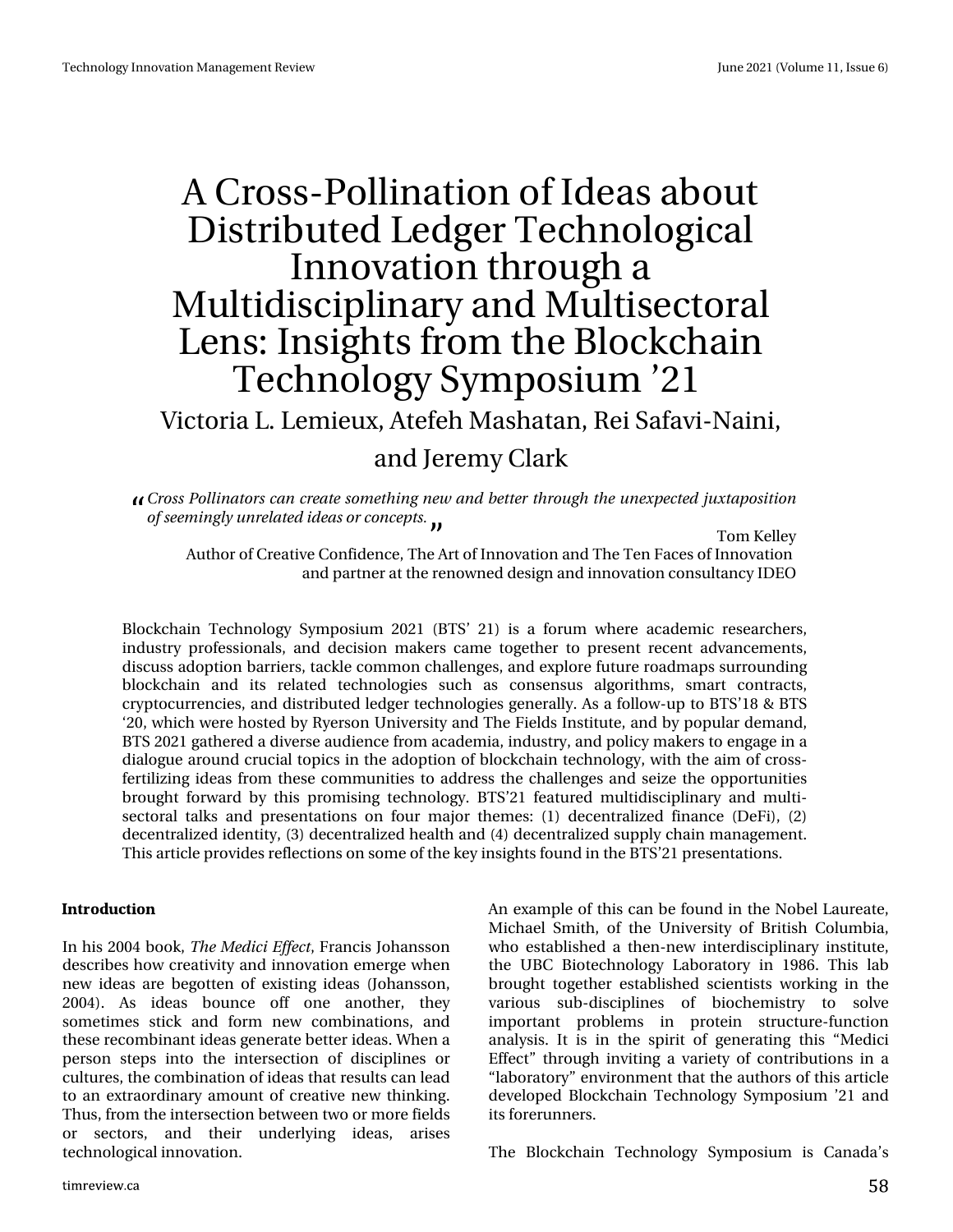# A Cross-Pollination of Ideas about Distributed Ledger Technological Innovation through a Multidisciplinary and Multisectoral Lens: Insights from the Blockchain Technology Symposium '21

Victoria L. Lemieux, Atefeh Mashatan, Rei Safavi-Naini, and Jeremy Clark

> *Cross Pollinators can create something new and better through the unexpected juxtaposition of seemingly unrelated ideas or concepts.*
>
> Tom Kelley
> Author of Creative Confidence, The Art of Innovation and The Ten Faces of Innovation and partner at the renowned design and innovation consultancy IDEO

Blockchain Technology Symposium 2021 (BTS' 21) is a forum where academic researchers, industry professionals, and decision makers came together to present recent advancements, discuss adoption barriers, tackle common challenges, and explore future roadmaps surrounding blockchain and its related technologies such as consensus algorithms, smart contracts, cryptocurrencies, and distributed ledger technologies generally. As a follow-up to BTS'18 & BTS '20, which were hosted by Ryerson University and The Fields Institute, and by popular demand, BTS 2021 gathered a diverse audience from academia, industry, and policy makers to engage in a dialogue around crucial topics in the adoption of blockchain technology, with the aim of cross-fertilizing ideas from these communities to address the challenges and seize the opportunities brought forward by this promising technology. BTS'21 featured multidisciplinary and multi-sectoral talks and presentations on four major themes: (1) decentralized finance (DeFi), (2) decentralized identity, (3) decentralized health and (4) decentralized supply chain management. This article provides reflections on some of the key insights found in the BTS'21 presentations.

## Introduction

In his 2004 book, *The Medici Effect*, Francis Johansson describes how creativity and innovation emerge when new ideas are begotten of existing ideas (Johansson, 2004). As ideas bounce off one another, they sometimes stick and form new combinations, and these recombinant ideas generate better ideas. When a person steps into the intersection of disciplines or cultures, the combination of ideas that results can lead to an extraordinary amount of creative new thinking. Thus, from the intersection between two or more fields or sectors, and their underlying ideas, arises technological innovation.

An example of this can be found in the Nobel Laureate, Michael Smith, of the University of British Columbia, who established a then-new interdisciplinary institute, the UBC Biotechnology Laboratory in 1986. This lab brought together established scientists working in the various sub-disciplines of biochemistry to solve important problems in protein structure-function analysis. It is in the spirit of generating this "Medici Effect" through inviting a variety of contributions in a "laboratory" environment that the authors of this article developed Blockchain Technology Symposium '21 and its forerunners.

The Blockchain Technology Symposium is Canada's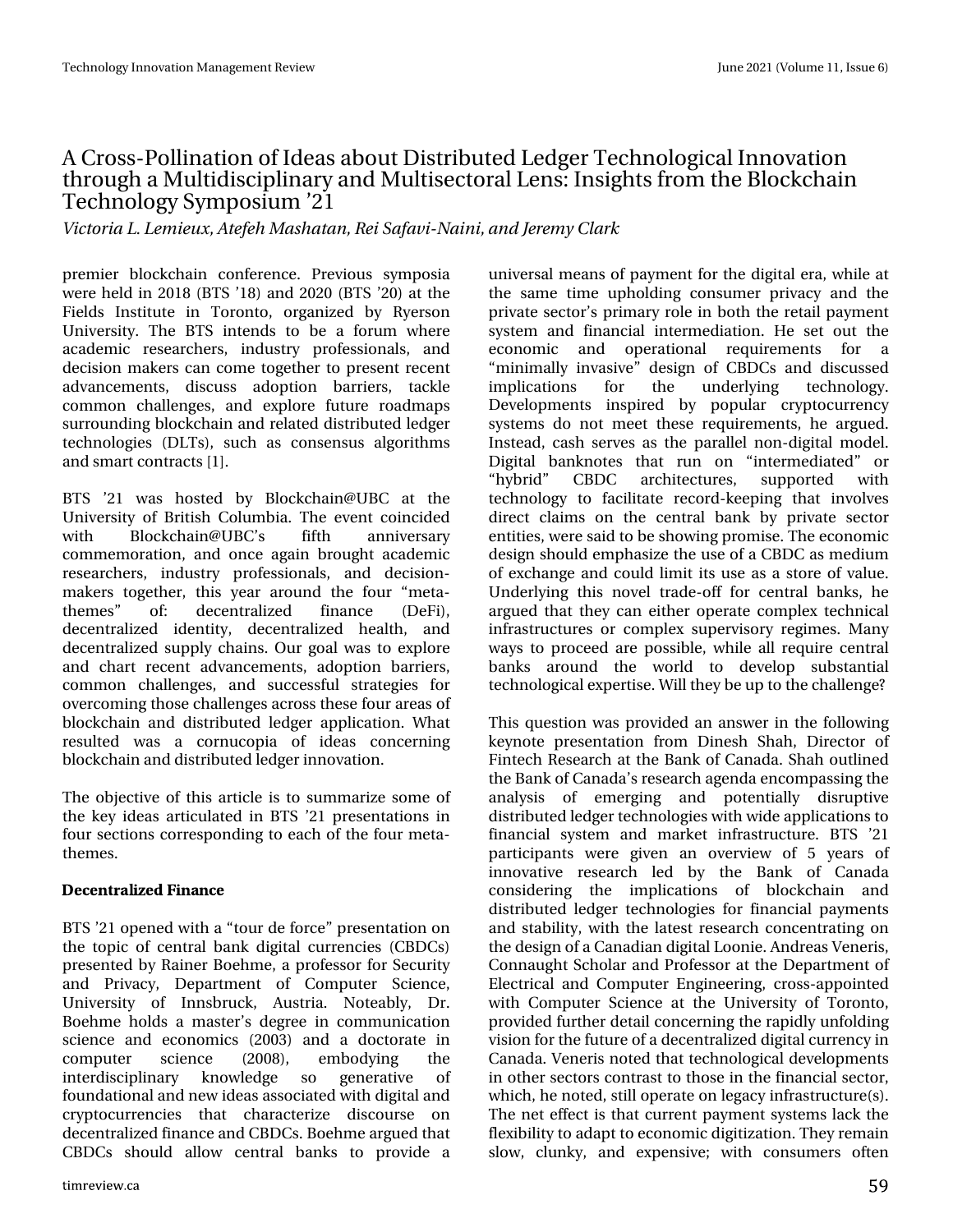# A Cross-Pollination of Ideas about Distributed Ledger Technological Innovation through a Multidisciplinary and Multisectoral Lens: Insights from the Blockchain Technology Symposium '21

*Victoria L. Lemieux, Atefeh Mashatan, Rei Safavi-Naini, and Jeremy Clark*

premier blockchain conference. Previous symposia were held in 2018 (BTS '18) and 2020 (BTS '20) at the Fields Institute in Toronto, organized by Ryerson University. The BTS intends to be a forum where academic researchers, industry professionals, and decision makers can come together to present recent advancements, discuss adoption barriers, tackle common challenges, and explore future roadmaps surrounding blockchain and related distributed ledger technologies (DLTs), such as consensus algorithms and smart contracts [1].

BTS '21 was hosted by Blockchain@UBC at the University of British Columbia. The event coincided with Blockchain@UBC's fifth anniversary commemoration, and once again brought academic researchers, industry professionals, and decision-makers together, this year around the four "meta-themes" of: decentralized finance (DeFi), decentralized identity, decentralized health, and decentralized supply chains. Our goal was to explore and chart recent advancements, adoption barriers, common challenges, and successful strategies for overcoming those challenges across these four areas of blockchain and distributed ledger application. What resulted was a cornucopia of ideas concerning blockchain and distributed ledger innovation.

The objective of this article is to summarize some of the key ideas articulated in BTS '21 presentations in four sections corresponding to each of the four meta-themes.

## Decentralized Finance

BTS '21 opened with a "tour de force" presentation on the topic of central bank digital currencies (CBDCs) presented by Rainer Boehme, a professor for Security and Privacy, Department of Computer Science, University of Innsbruck, Austria. Noteably, Dr. Boehme holds a master's degree in communication science and economics (2003) and a doctorate in computer science (2008), embodying the interdisciplinary knowledge so generative of foundational and new ideas associated with digital and cryptocurrencies that characterize discourse on decentralized finance and CBDCs. Boehme argued that CBDCs should allow central banks to provide a universal means of payment for the digital era, while at the same time upholding consumer privacy and the private sector's primary role in both the retail payment system and financial intermediation. He set out the economic and operational requirements for a "minimally invasive" design of CBDCs and discussed implications for the underlying technology. Developments inspired by popular cryptocurrency systems do not meet these requirements, he argued. Instead, cash serves as the parallel non-digital model. Digital banknotes that run on "intermediated" or "hybrid" CBDC architectures, supported with technology to facilitate record-keeping that involves direct claims on the central bank by private sector entities, were said to be showing promise. The economic design should emphasize the use of a CBDC as medium of exchange and could limit its use as a store of value. Underlying this novel trade-off for central banks, he argued that they can either operate complex technical infrastructures or complex supervisory regimes. Many ways to proceed are possible, while all require central banks around the world to develop substantial technological expertise. Will they be up to the challenge?

This question was provided an answer in the following keynote presentation from Dinesh Shah, Director of Fintech Research at the Bank of Canada. Shah outlined the Bank of Canada's research agenda encompassing the analysis of emerging and potentially disruptive distributed ledger technologies with wide applications to financial system and market infrastructure. BTS '21 participants were given an overview of 5 years of innovative research led by the Bank of Canada considering the implications of blockchain and distributed ledger technologies for financial payments and stability, with the latest research concentrating on the design of a Canadian digital Loonie. Andreas Veneris, Connaught Scholar and Professor at the Department of Electrical and Computer Engineering, cross-appointed with Computer Science at the University of Toronto, provided further detail concerning the rapidly unfolding vision for the future of a decentralized digital currency in Canada. Veneris noted that technological developments in other sectors contrast to those in the financial sector, which, he noted, still operate on legacy infrastructure(s). The net effect is that current payment systems lack the flexibility to adapt to economic digitization. They remain slow, clunky, and expensive; with consumers often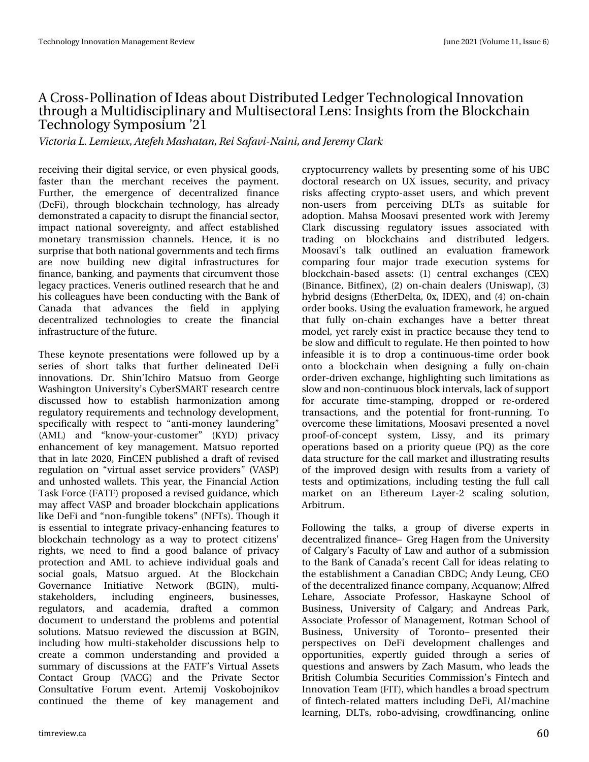# A Cross-Pollination of Ideas about Distributed Ledger Technological Innovation through a Multidisciplinary and Multisectoral Lens: Insights from the Blockchain Technology Symposium '21

*Victoria L. Lemieux, Atefeh Mashatan, Rei Safavi-Naini, and Jeremy Clark*

receiving their digital service, or even physical goods, faster than the merchant receives the payment. Further, the emergence of decentralized finance (DeFi), through blockchain technology, has already demonstrated a capacity to disrupt the financial sector, impact national sovereignty, and affect established monetary transmission channels. Hence, it is no surprise that both national governments and tech firms are now building new digital infrastructures for finance, banking, and payments that circumvent those legacy practices. Veneris outlined research that he and his colleagues have been conducting with the Bank of Canada that advances the field in applying decentralized technologies to create the financial infrastructure of the future.

These keynote presentations were followed up by a series of short talks that further delineated DeFi innovations. Dr. Shin'Ichiro Matsuo from George Washington University's CyberSMART research centre discussed how to establish harmonization among regulatory requirements and technology development, specifically with respect to "anti-money laundering" (AML) and "know-your-customer" (KYD) privacy enhancement of key management. Matsuo reported that in late 2020, FinCEN published a draft of revised regulation on "virtual asset service providers" (VASP) and unhosted wallets. This year, the Financial Action Task Force (FATF) proposed a revised guidance, which may affect VASP and broader blockchain applications like DeFi and "non-fungible tokens" (NFTs). Though it is essential to integrate privacy-enhancing features to blockchain technology as a way to protect citizens' rights, we need to find a good balance of privacy protection and AML to achieve individual goals and social goals, Matsuo argued. At the Blockchain Governance Initiative Network (BGIN), multi-stakeholders, including engineers, businesses, regulators, and academia, drafted a common document to understand the problems and potential solutions. Matsuo reviewed the discussion at BGIN, including how multi-stakeholder discussions help to create a common understanding and provided a summary of discussions at the FATF's Virtual Assets Contact Group (VACG) and the Private Sector Consultative Forum event. Artemij Voskobojnikov continued the theme of key management and cryptocurrency wallets by presenting some of his UBC doctoral research on UX issues, security, and privacy risks affecting crypto-asset users, and which prevent non-users from perceiving DLTs as suitable for adoption. Mahsa Moosavi presented work with Jeremy Clark discussing regulatory issues associated with trading on blockchains and distributed ledgers. Moosavi's talk outlined an evaluation framework comparing four major trade execution systems for blockchain-based assets: (1) central exchanges (CEX) (Binance, Bitfinex), (2) on-chain dealers (Uniswap), (3) hybrid designs (EtherDelta, 0x, IDEX), and (4) on-chain order books. Using the evaluation framework, he argued that fully on-chain exchanges have a better threat model, yet rarely exist in practice because they tend to be slow and difficult to regulate. He then pointed to how infeasible it is to drop a continuous-time order book onto a blockchain when designing a fully on-chain order-driven exchange, highlighting such limitations as slow and non-continuous block intervals, lack of support for accurate time-stamping, dropped or re-ordered transactions, and the potential for front-running. To overcome these limitations, Moosavi presented a novel proof-of-concept system, Lissy, and its primary operations based on a priority queue (PQ) as the core data structure for the call market and illustrating results of the improved design with results from a variety of tests and optimizations, including testing the full call market on an Ethereum Layer-2 scaling solution, Arbitrum.

Following the talks, a group of diverse experts in decentralized finance– Greg Hagen from the University of Calgary's Faculty of Law and author of a submission to the Bank of Canada's recent Call for ideas relating to the establishment a Canadian CBDC; Andy Leung, CEO of the decentralized finance company, Acquanow; Alfred Lehare, Associate Professor, Haskayne School of Business, University of Calgary; and Andreas Park, Associate Professor of Management, Rotman School of Business, University of Toronto– presented their perspectives on DeFi development challenges and opportunities, expertly guided through a series of questions and answers by Zach Masum, who leads the British Columbia Securities Commission's Fintech and Innovation Team (FIT), which handles a broad spectrum of fintech-related matters including DeFi, AI/machine learning, DLTs, robo-advising, crowdfinancing, online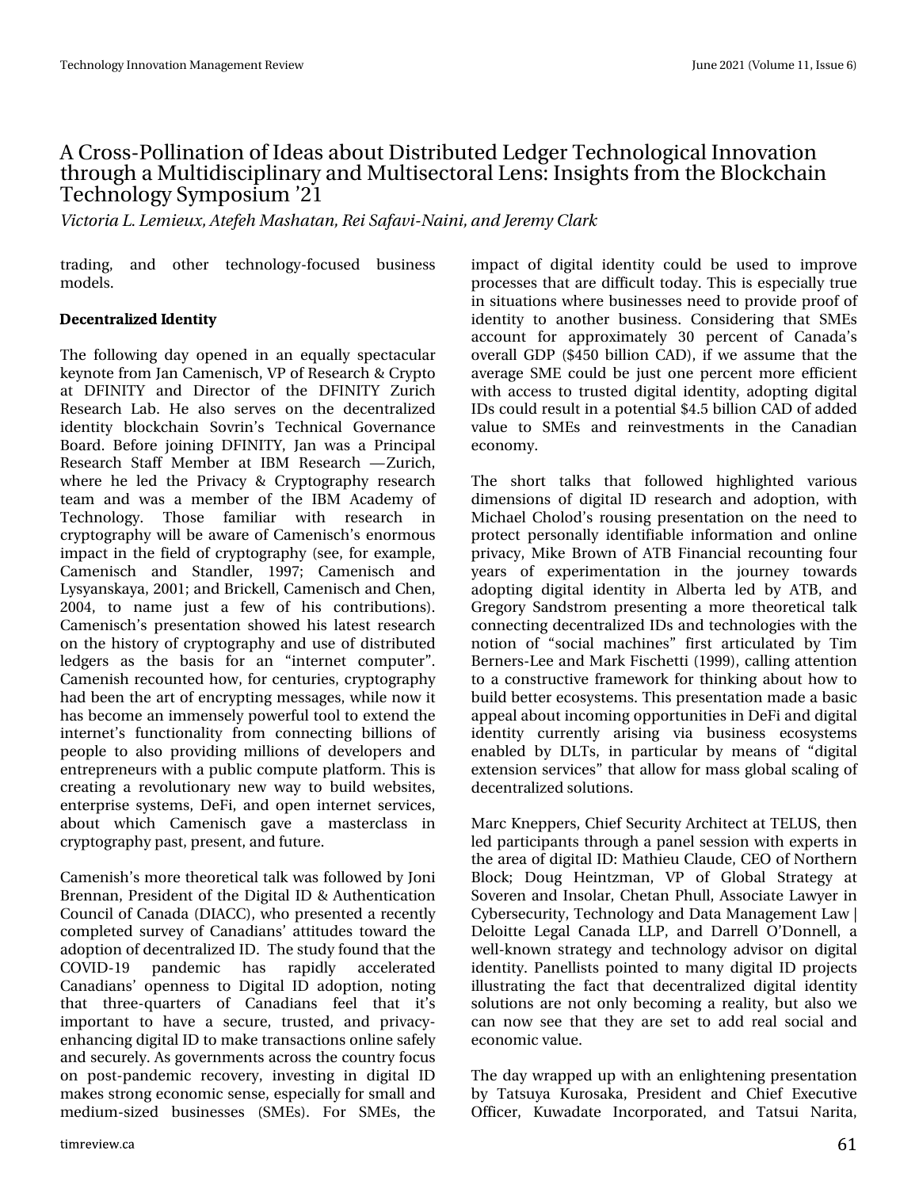trading, and other technology-focused business models.

### Decentralized Identity

The following day opened in an equally spectacular keynote from Jan Camenisch, VP of Research & Crypto at DFINITY and Director of the DFINITY Zurich Research Lab. He also serves on the decentralized identity blockchain Sovrin's Technical Governance Board. Before joining DFINITY, Jan was a Principal Research Staff Member at IBM Research —Zurich, where he led the Privacy & Cryptography research team and was a member of the IBM Academy of Technology. Those familiar with research in cryptography will be aware of Camenisch's enormous impact in the field of cryptography (see, for example, Camenisch and Standler, 1997; Camenisch and Lysyanskaya, 2001; and Brickell, Camenisch and Chen, 2004, to name just a few of his contributions). Camenisch's presentation showed his latest research on the history of cryptography and use of distributed ledgers as the basis for an "internet computer". Camenish recounted how, for centuries, cryptography had been the art of encrypting messages, while now it has become an immensely powerful tool to extend the internet's functionality from connecting billions of people to also providing millions of developers and entrepreneurs with a public compute platform. This is creating a revolutionary new way to build websites, enterprise systems, DeFi, and open internet services, about which Camenisch gave a masterclass in cryptography past, present, and future.

Camenish's more theoretical talk was followed by Joni Brennan, President of the Digital ID & Authentication Council of Canada (DIACC), who presented a recently completed survey of Canadians' attitudes toward the adoption of decentralized ID. The study found that the COVID-19 pandemic has rapidly accelerated Canadians' openness to Digital ID adoption, noting that three-quarters of Canadians feel that it's important to have a secure, trusted, and privacy-enhancing digital ID to make transactions online safely and securely. As governments across the country focus on post-pandemic recovery, investing in digital ID makes strong economic sense, especially for small and medium-sized businesses (SMEs). For SMEs, the impact of digital identity could be used to improve processes that are difficult today. This is especially true in situations where businesses need to provide proof of identity to another business. Considering that SMEs account for approximately 30 percent of Canada's overall GDP ($450 billion CAD), if we assume that the average SME could be just one percent more efficient with access to trusted digital identity, adopting digital IDs could result in a potential $4.5 billion CAD of added value to SMEs and reinvestments in the Canadian economy.

The short talks that followed highlighted various dimensions of digital ID research and adoption, with Michael Cholod's rousing presentation on the need to protect personally identifiable information and online privacy, Mike Brown of ATB Financial recounting four years of experimentation in the journey towards adopting digital identity in Alberta led by ATB, and Gregory Sandstrom presenting a more theoretical talk connecting decentralized IDs and technologies with the notion of "social machines" first articulated by Tim Berners-Lee and Mark Fischetti (1999), calling attention to a constructive framework for thinking about how to build better ecosystems. This presentation made a basic appeal about incoming opportunities in DeFi and digital identity currently arising via business ecosystems enabled by DLTs, in particular by means of "digital extension services" that allow for mass global scaling of decentralized solutions.

Marc Kneppers, Chief Security Architect at TELUS, then led participants through a panel session with experts in the area of digital ID: Mathieu Claude, CEO of Northern Block; Doug Heintzman, VP of Global Strategy at Soveren and Insolar, Chetan Phull, Associate Lawyer in Cybersecurity, Technology and Data Management Law | Deloitte Legal Canada LLP, and Darrell O'Donnell, a well-known strategy and technology advisor on digital identity. Panellists pointed to many digital ID projects illustrating the fact that decentralized digital identity solutions are not only becoming a reality, but also we can now see that they are set to add real social and economic value.

The day wrapped up with an enlightening presentation by Tatsuya Kurosaka, President and Chief Executive Officer, Kuwadate Incorporated, and Tatsui Narita,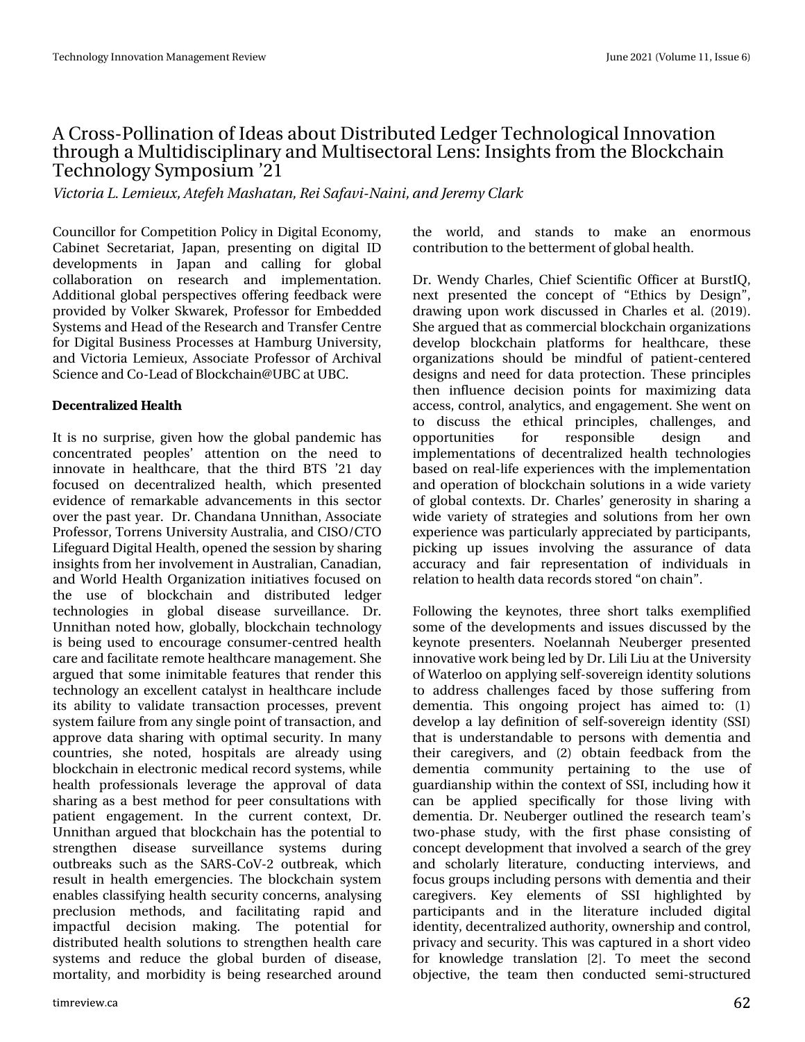# A Cross-Pollination of Ideas about Distributed Ledger Technological Innovation through a Multidisciplinary and Multisectoral Lens: Insights from the Blockchain Technology Symposium '21

*Victoria L. Lemieux, Atefeh Mashatan, Rei Safavi-Naini, and Jeremy Clark*

Councillor for Competition Policy in Digital Economy, Cabinet Secretariat, Japan, presenting on digital ID developments in Japan and calling for global collaboration on research and implementation. Additional global perspectives offering feedback were provided by Volker Skwarek, Professor for Embedded Systems and Head of the Research and Transfer Centre for Digital Business Processes at Hamburg University, and Victoria Lemieux, Associate Professor of Archival Science and Co-Lead of Blockchain@UBC at UBC.

**Decentralized Health**

It is no surprise, given how the global pandemic has concentrated peoples' attention on the need to innovate in healthcare, that the third BTS '21 day focused on decentralized health, which presented evidence of remarkable advancements in this sector over the past year. Dr. Chandana Unnithan, Associate Professor, Torrens University Australia, and CISO/CTO Lifeguard Digital Health, opened the session by sharing insights from her involvement in Australian, Canadian, and World Health Organization initiatives focused on the use of blockchain and distributed ledger technologies in global disease surveillance. Dr. Unnithan noted how, globally, blockchain technology is being used to encourage consumer-centred health care and facilitate remote healthcare management. She argued that some inimitable features that render this technology an excellent catalyst in healthcare include its ability to validate transaction processes, prevent system failure from any single point of transaction, and approve data sharing with optimal security. In many countries, she noted, hospitals are already using blockchain in electronic medical record systems, while health professionals leverage the approval of data sharing as a best method for peer consultations with patient engagement. In the current context, Dr. Unnithan argued that blockchain has the potential to strengthen disease surveillance systems during outbreaks such as the SARS-CoV-2 outbreak, which result in health emergencies. The blockchain system enables classifying health security concerns, analysing preclusion methods, and facilitating rapid and impactful decision making. The potential for distributed health solutions to strengthen health care systems and reduce the global burden of disease, mortality, and morbidity is being researched around the world, and stands to make an enormous contribution to the betterment of global health.

Dr. Wendy Charles, Chief Scientific Officer at BurstIQ, next presented the concept of "Ethics by Design", drawing upon work discussed in Charles et al. (2019). She argued that as commercial blockchain organizations develop blockchain platforms for healthcare, these organizations should be mindful of patient-centered designs and need for data protection. These principles then influence decision points for maximizing data access, control, analytics, and engagement. She went on to discuss the ethical principles, challenges, and opportunities for responsible design and implementations of decentralized health technologies based on real-life experiences with the implementation and operation of blockchain solutions in a wide variety of global contexts. Dr. Charles' generosity in sharing a wide variety of strategies and solutions from her own experience was particularly appreciated by participants, picking up issues involving the assurance of data accuracy and fair representation of individuals in relation to health data records stored "on chain".

Following the keynotes, three short talks exemplified some of the developments and issues discussed by the keynote presenters. Noelannah Neuberger presented innovative work being led by Dr. Lili Liu at the University of Waterloo on applying self-sovereign identity solutions to address challenges faced by those suffering from dementia. This ongoing project has aimed to: (1) develop a lay definition of self-sovereign identity (SSI) that is understandable to persons with dementia and their caregivers, and (2) obtain feedback from the dementia community pertaining to the use of guardianship within the context of SSI, including how it can be applied specifically for those living with dementia. Dr. Neuberger outlined the research team's two-phase study, with the first phase consisting of concept development that involved a search of the grey and scholarly literature, conducting interviews, and focus groups including persons with dementia and their caregivers. Key elements of SSI highlighted by participants and in the literature included digital identity, decentralized authority, ownership and control, privacy and security. This was captured in a short video for knowledge translation [2]. To meet the second objective, the team then conducted semi-structured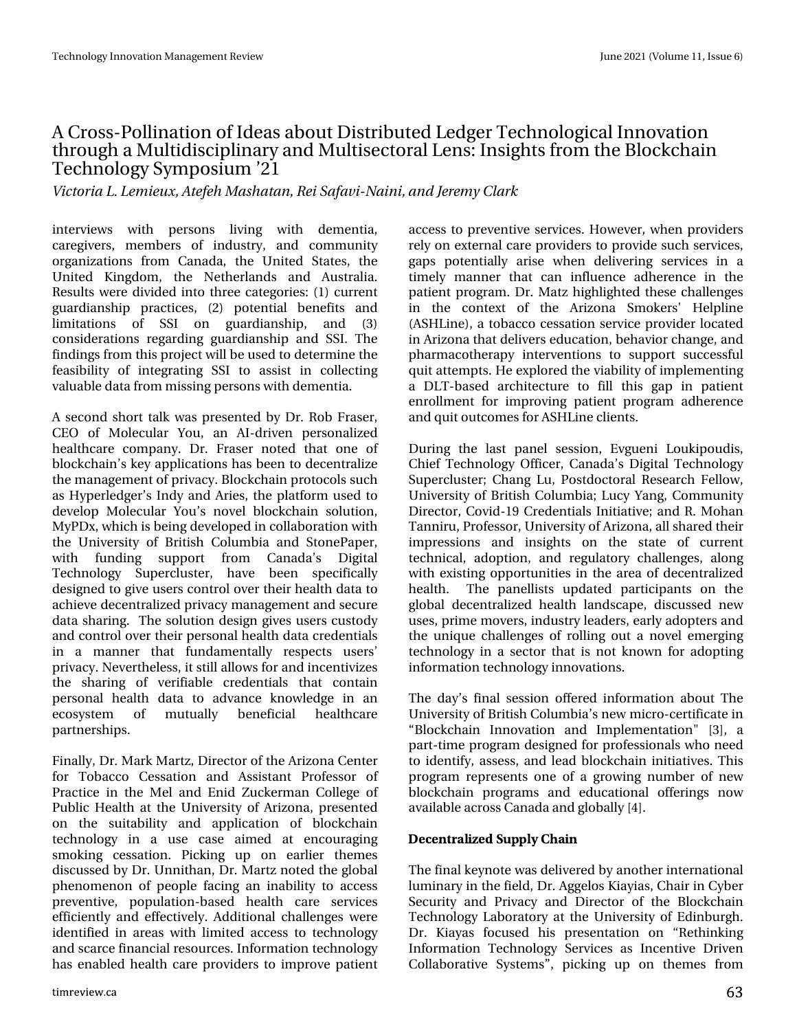interviews with persons living with dementia, caregivers, members of industry, and community organizations from Canada, the United States, the United Kingdom, the Netherlands and Australia. Results were divided into three categories: (1) current guardianship practices, (2) potential benefits and limitations of SSI on guardianship, and (3) considerations regarding guardianship and SSI. The findings from this project will be used to determine the feasibility of integrating SSI to assist in collecting valuable data from missing persons with dementia.

A second short talk was presented by Dr. Rob Fraser, CEO of Molecular You, an AI-driven personalized healthcare company. Dr. Fraser noted that one of blockchain's key applications has been to decentralize the management of privacy. Blockchain protocols such as Hyperledger's Indy and Aries, the platform used to develop Molecular You's novel blockchain solution, MyPDx, which is being developed in collaboration with the University of British Columbia and StonePaper, with funding support from Canada's Digital Technology Supercluster, have been specifically designed to give users control over their health data to achieve decentralized privacy management and secure data sharing. The solution design gives users custody and control over their personal health data credentials in a manner that fundamentally respects users' privacy. Nevertheless, it still allows for and incentivizes the sharing of verifiable credentials that contain personal health data to advance knowledge in an ecosystem of mutually beneficial healthcare partnerships.

Finally, Dr. Mark Martz, Director of the Arizona Center for Tobacco Cessation and Assistant Professor of Practice in the Mel and Enid Zuckerman College of Public Health at the University of Arizona, presented on the suitability and application of blockchain technology in a use case aimed at encouraging smoking cessation. Picking up on earlier themes discussed by Dr. Unnithan, Dr. Martz noted the global phenomenon of people facing an inability to access preventive, population-based health care services efficiently and effectively. Additional challenges were identified in areas with limited access to technology and scarce financial resources. Information technology has enabled health care providers to improve patient access to preventive services. However, when providers rely on external care providers to provide such services, gaps potentially arise when delivering services in a timely manner that can influence adherence in the patient program. Dr. Matz highlighted these challenges in the context of the Arizona Smokers' Helpline (ASHLine), a tobacco cessation service provider located in Arizona that delivers education, behavior change, and pharmacotherapy interventions to support successful quit attempts. He explored the viability of implementing a DLT-based architecture to fill this gap in patient enrollment for improving patient program adherence and quit outcomes for ASHLine clients.

During the last panel session, Evgueni Loukipoudis, Chief Technology Officer, Canada's Digital Technology Supercluster; Chang Lu, Postdoctoral Research Fellow, University of British Columbia; Lucy Yang, Community Director, Covid-19 Credentials Initiative; and R. Mohan Tanniru, Professor, University of Arizona, all shared their impressions and insights on the state of current technical, adoption, and regulatory challenges, along with existing opportunities in the area of decentralized health. The panellists updated participants on the global decentralized health landscape, discussed new uses, prime movers, industry leaders, early adopters and the unique challenges of rolling out a novel emerging technology in a sector that is not known for adopting information technology innovations.

The day's final session offered information about The University of British Columbia's new micro-certificate in "Blockchain Innovation and Implementation" [3], a part-time program designed for professionals who need to identify, assess, and lead blockchain initiatives. This program represents one of a growing number of new blockchain programs and educational offerings now available across Canada and globally [4].

### Decentralized Supply Chain

The final keynote was delivered by another international luminary in the field, Dr. Aggelos Kiayias, Chair in Cyber Security and Privacy and Director of the Blockchain Technology Laboratory at the University of Edinburgh. Dr. Kiayas focused his presentation on "Rethinking Information Technology Services as Incentive Driven Collaborative Systems", picking up on themes from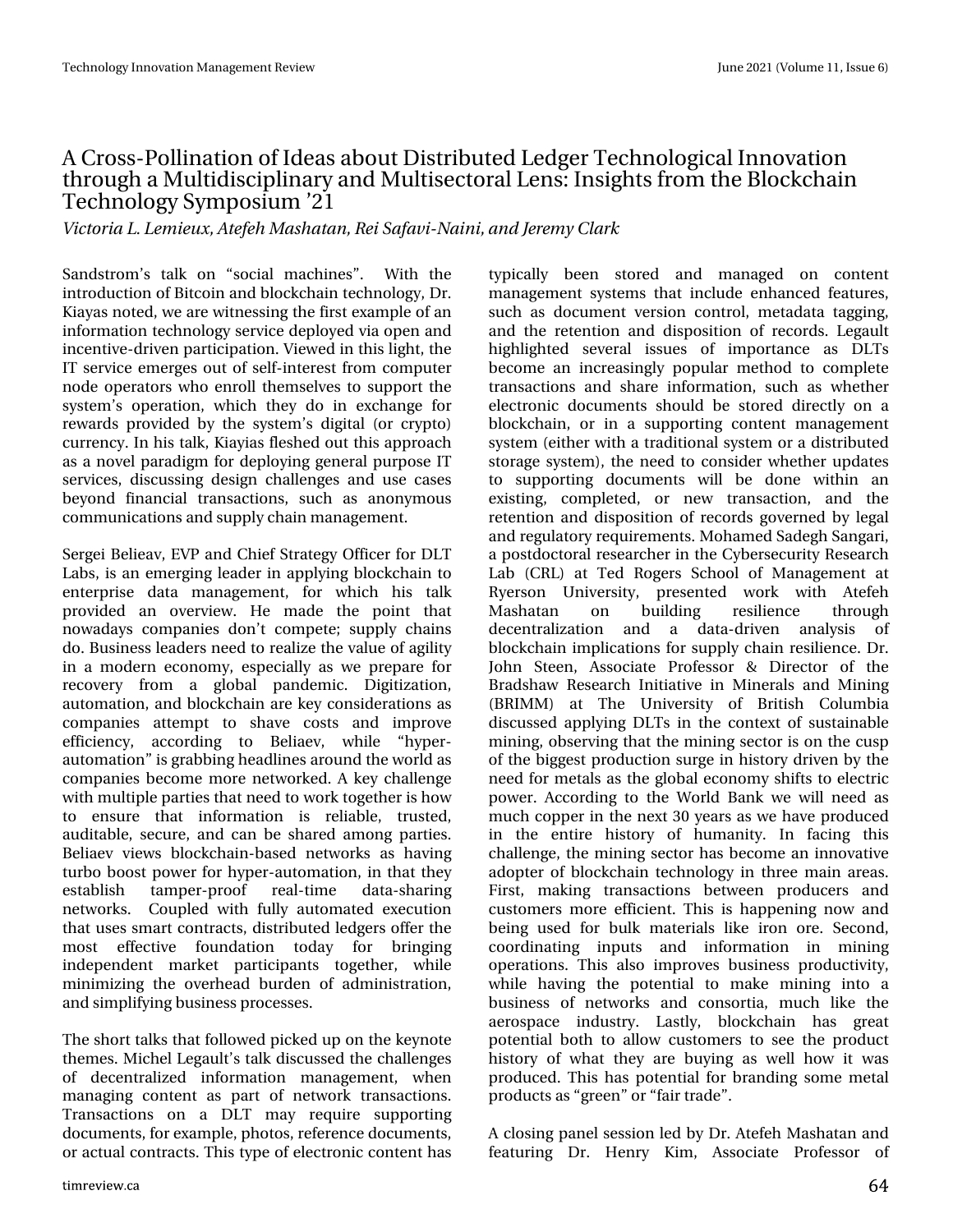# A Cross-Pollination of Ideas about Distributed Ledger Technological Innovation through a Multidisciplinary and Multisectoral Lens: Insights from the Blockchain Technology Symposium '21

*Victoria L. Lemieux, Atefeh Mashatan, Rei Safavi-Naini, and Jeremy Clark*

Sandstrom's talk on "social machines". With the introduction of Bitcoin and blockchain technology, Dr. Kiayas noted, we are witnessing the first example of an information technology service deployed via open and incentive-driven participation. Viewed in this light, the IT service emerges out of self-interest from computer node operators who enroll themselves to support the system's operation, which they do in exchange for rewards provided by the system's digital (or crypto) currency. In his talk, Kiayias fleshed out this approach as a novel paradigm for deploying general purpose IT services, discussing design challenges and use cases beyond financial transactions, such as anonymous communications and supply chain management.

Sergei Belieav, EVP and Chief Strategy Officer for DLT Labs, is an emerging leader in applying blockchain to enterprise data management, for which his talk provided an overview. He made the point that nowadays companies don't compete; supply chains do. Business leaders need to realize the value of agility in a modern economy, especially as we prepare for recovery from a global pandemic. Digitization, automation, and blockchain are key considerations as companies attempt to shave costs and improve efficiency, according to Beliaev, while "hyper-automation" is grabbing headlines around the world as companies become more networked. A key challenge with multiple parties that need to work together is how to ensure that information is reliable, trusted, auditable, secure, and can be shared among parties. Beliaev views blockchain-based networks as having turbo boost power for hyper-automation, in that they establish tamper-proof real-time data-sharing networks. Coupled with fully automated execution that uses smart contracts, distributed ledgers offer the most effective foundation today for bringing independent market participants together, while minimizing the overhead burden of administration, and simplifying business processes.

The short talks that followed picked up on the keynote themes. Michel Legault's talk discussed the challenges of decentralized information management, when managing content as part of network transactions. Transactions on a DLT may require supporting documents, for example, photos, reference documents, or actual contracts. This type of electronic content has typically been stored and managed on content management systems that include enhanced features, such as document version control, metadata tagging, and the retention and disposition of records. Legault highlighted several issues of importance as DLTs become an increasingly popular method to complete transactions and share information, such as whether electronic documents should be stored directly on a blockchain, or in a supporting content management system (either with a traditional system or a distributed storage system), the need to consider whether updates to supporting documents will be done within an existing, completed, or new transaction, and the retention and disposition of records governed by legal and regulatory requirements. Mohamed Sadegh Sangari, a postdoctoral researcher in the Cybersecurity Research Lab (CRL) at Ted Rogers School of Management at Ryerson University, presented work with Atefeh Mashatan on building resilience through decentralization and a data-driven analysis of blockchain implications for supply chain resilience. Dr. John Steen, Associate Professor & Director of the Bradshaw Research Initiative in Minerals and Mining (BRIMM) at The University of British Columbia discussed applying DLTs in the context of sustainable mining, observing that the mining sector is on the cusp of the biggest production surge in history driven by the need for metals as the global economy shifts to electric power. According to the World Bank we will need as much copper in the next 30 years as we have produced in the entire history of humanity. In facing this challenge, the mining sector has become an innovative adopter of blockchain technology in three main areas. First, making transactions between producers and customers more efficient. This is happening now and being used for bulk materials like iron ore. Second, coordinating inputs and information in mining operations. This also improves business productivity, while having the potential to make mining into a business of networks and consortia, much like the aerospace industry. Lastly, blockchain has great potential both to allow customers to see the product history of what they are buying as well how it was produced. This has potential for branding some metal products as "green" or "fair trade".

A closing panel session led by Dr. Atefeh Mashatan and featuring Dr. Henry Kim, Associate Professor of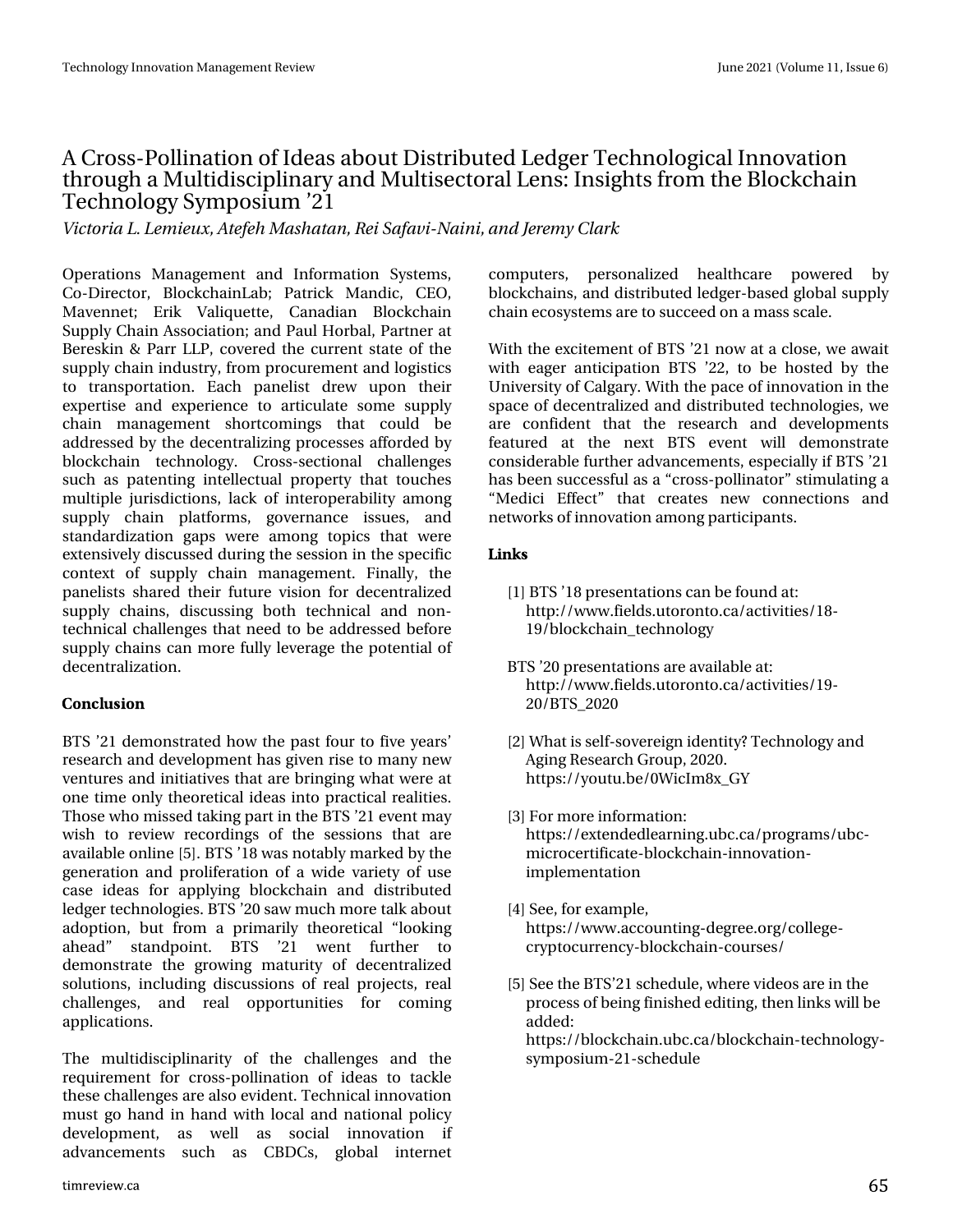Operations Management and Information Systems, Co-Director, BlockchainLab; Patrick Mandic, CEO, Mavennet; Erik Valiquette, Canadian Blockchain Supply Chain Association; and Paul Horbal, Partner at Bereskin & Parr LLP, covered the current state of the supply chain industry, from procurement and logistics to transportation. Each panelist drew upon their expertise and experience to articulate some supply chain management shortcomings that could be addressed by the decentralizing processes afforded by blockchain technology. Cross-sectional challenges such as patenting intellectual property that touches multiple jurisdictions, lack of interoperability among supply chain platforms, governance issues, and standardization gaps were among topics that were extensively discussed during the session in the specific context of supply chain management. Finally, the panelists shared their future vision for decentralized supply chains, discussing both technical and non-technical challenges that need to be addressed before supply chains can more fully leverage the potential of decentralization.

## Conclusion

BTS '21 demonstrated how the past four to five years' research and development has given rise to many new ventures and initiatives that are bringing what were at one time only theoretical ideas into practical realities. Those who missed taking part in the BTS '21 event may wish to review recordings of the sessions that are available online [5]. BTS '18 was notably marked by the generation and proliferation of a wide variety of use case ideas for applying blockchain and distributed ledger technologies. BTS '20 saw much more talk about adoption, but from a primarily theoretical "looking ahead" standpoint. BTS '21 went further to demonstrate the growing maturity of decentralized solutions, including discussions of real projects, real challenges, and real opportunities for coming applications.

The multidisciplinarity of the challenges and the requirement for cross-pollination of ideas to tackle these challenges are also evident. Technical innovation must go hand in hand with local and national policy development, as well as social innovation if advancements such as CBDCs, global internet computers, personalized healthcare powered by blockchains, and distributed ledger-based global supply chain ecosystems are to succeed on a mass scale.

With the excitement of BTS '21 now at a close, we await with eager anticipation BTS '22, to be hosted by the University of Calgary. With the pace of innovation in the space of decentralized and distributed technologies, we are confident that the research and developments featured at the next BTS event will demonstrate considerable further advancements, especially if BTS '21 has been successful as a "cross-pollinator" stimulating a "Medici Effect" that creates new connections and networks of innovation among participants.

## Links

[1] BTS '18 presentations can be found at: http://www.fields.utoronto.ca/activities/18-19/blockchain_technology

BTS '20 presentations are available at: http://www.fields.utoronto.ca/activities/19-20/BTS_2020

[2] What is self-sovereign identity? Technology and Aging Research Group, 2020. https://youtu.be/0WicIm8x_GY

[3] For more information: https://extendedlearning.ubc.ca/programs/ubc-microcertificate-blockchain-innovation-implementation

[4] See, for example, https://www.accounting-degree.org/college-cryptocurrency-blockchain-courses/

[5] See the BTS'21 schedule, where videos are in the process of being finished editing, then links will be added: https://blockchain.ubc.ca/blockchain-technology-symposium-21-schedule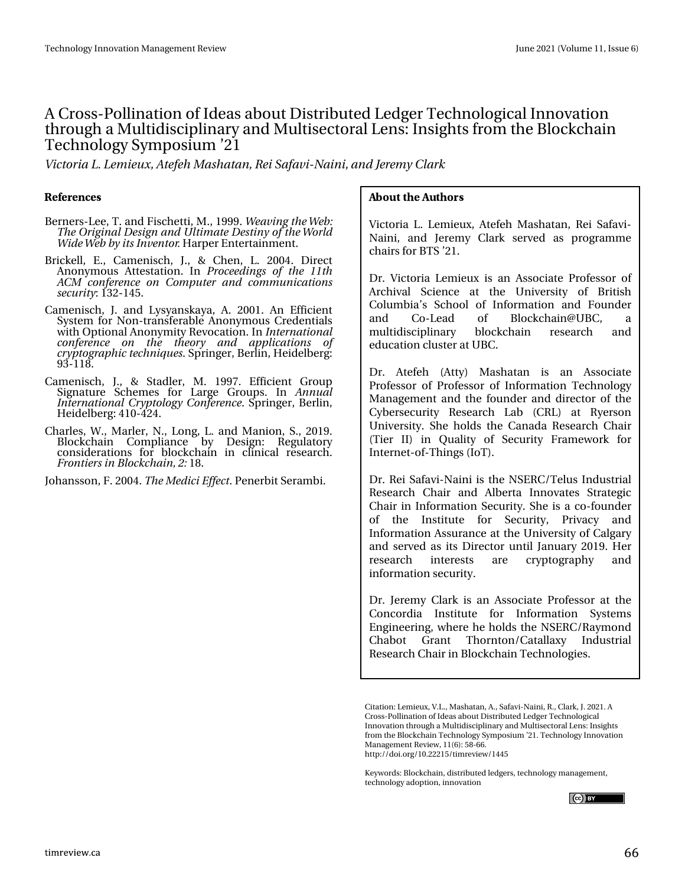## References

Berners-Lee, T. and Fischetti, M., 1999. *Weaving the Web: The Original Design and Ultimate Destiny of the World Wide Web by its Inventor.* Harper Entertainment.

Brickell, E., Camenisch, J., & Chen, L. 2004. Direct Anonymous Attestation. In *Proceedings of the 11th ACM conference on Computer and communications security*: 132-145.

Camenisch, J. and Lysyanskaya, A. 2001. An Efficient System for Non-transferable Anonymous Credentials with Optional Anonymity Revocation. In *International conference on the theory and applications of cryptographic techniques*. Springer, Berlin, Heidelberg: 93-118.

Camenisch, J., & Stadler, M. 1997. Efficient Group Signature Schemes for Large Groups. In *Annual International Cryptology Conference*. Springer, Berlin, Heidelberg: 410-424.

Charles, W., Marler, N., Long, L. and Manion, S., 2019. Blockchain Compliance by Design: Regulatory considerations for blockchain in clinical research. *Frontiers in Blockchain, 2:* 18.

Johansson, F. 2004. *The Medici Effect*. Penerbit Serambi.

## About the Authors

Victoria L. Lemieux, Atefeh Mashatan, Rei Safavi-Naini, and Jeremy Clark served as programme chairs for BTS '21.

Dr. Victoria Lemieux is an Associate Professor of Archival Science at the University of British Columbia's School of Information and Founder and Co-Lead of Blockchain@UBC, a multidisciplinary blockchain research and education cluster at UBC.

Dr. Atefeh (Atty) Mashatan is an Associate Professor of Professor of Information Technology Management and the founder and director of the Cybersecurity Research Lab (CRL) at Ryerson University. She holds the Canada Research Chair (Tier II) in Quality of Security Framework for Internet-of-Things (IoT).

Dr. Rei Safavi-Naini is the NSERC/Telus Industrial Research Chair and Alberta Innovates Strategic Chair in Information Security. She is a co-founder of the Institute for Security, Privacy and Information Assurance at the University of Calgary and served as its Director until January 2019. Her research interests are cryptography and information security.

Dr. Jeremy Clark is an Associate Professor at the Concordia Institute for Information Systems Engineering, where he holds the NSERC/Raymond Chabot Grant Thornton/Catallaxy Industrial Research Chair in Blockchain Technologies.

Citation: Lemieux, V.L., Mashatan, A., Safavi-Naini, R., Clark, J. 2021. A Cross-Pollination of Ideas about Distributed Ledger Technological Innovation through a Multidisciplinary and Multisectoral Lens: Insights from the Blockchain Technology Symposium '21. Technology Innovation Management Review, 11(6): 58-66.
http://doi.org/10.22215/timreview/1445

Keywords: Blockchain, distributed ledgers, technology management, technology adoption, innovation